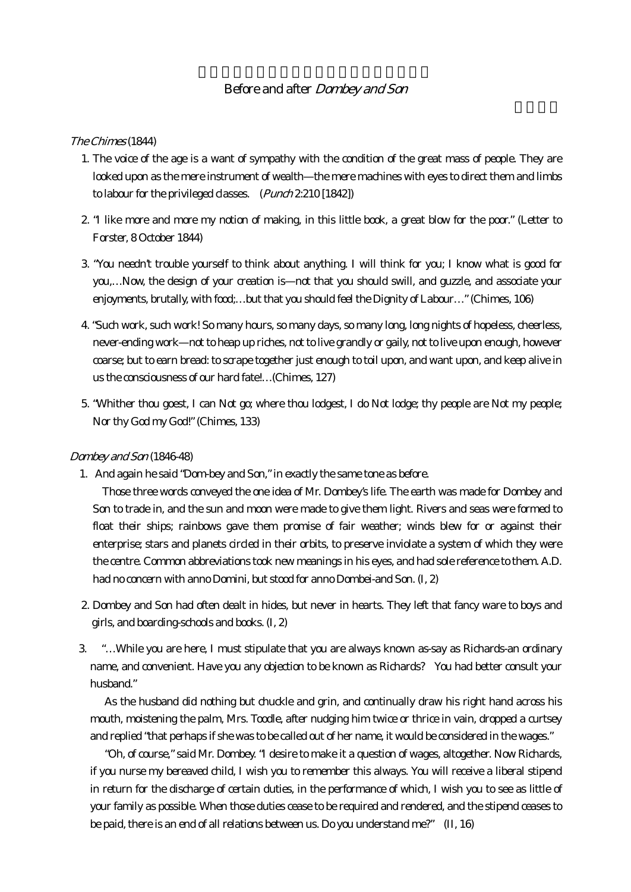# Before and after *Dombey and Son*

## *The Chimes* (1844)

1. The voice of the age is a want of sympathy with the condition of the great mass of people. They are looked upon as the mere instrument of wealth—the mere machines with eyes to direct them and limbs to labour for the privileged classes. (*Punch* 2:210 [1842])

2. "I like more and more my notion of making, in this little book, a great blow for the poor." (Letter to Forster, 8 October 1844)

3. "You needn't trouble yourself to think about anything. I will think for you; I know what is good for you,…Now, the design of your creation is—not that you should swill, and guzzle, and associate your enjoyments, brutally, with food;…but that you should feel the Dignity of Labour…" (Chimes, 106)

4. "Such work, such work! So many hours, so many days, so many long, long nights of hopeless, cheerless, never-ending work—not to heap up riches, not to live grandly or gaily, not to live upon enough, however coarse; but to earn bread: to scrape together just enough to toil upon, and want upon, and keep alive in us the consciousness of our hard fate!…(Chimes, 127)

5. "Whither thou goest, I can Not go; where thou lodgest, I do Not lodge; thy people are Not my people; Nor thy God my God!" (Chimes, 133)

## *Dombey and Son* (1846-48)

1. And again he said "Dom-bey and Son," in exactly the same tone as before.

   Those three words conveyed the one idea of Mr. Dombey's life. The earth was made for Dombey and Son to trade in, and the sun and moon were made to give them light. Rivers and seas were formed to float their ships; rainbows gave them promise of fair weather; winds blew for or against their enterprise; stars and planets circled in their orbits, to preserve inviolate a system of which they were the centre. Common abbreviations took new meanings in his eyes, and had sole reference to them. A.D. had no concern with anno Domini, but stood for anno Dombei-and Son. (I, 2)

2. Dombey and Son had often dealt in hides, but never in hearts. They left that fancy ware to boys and girls, and boarding-schools and books. (I, 2)

3. "…While you are here, I must stipulate that you are always known as-say as Richards-an ordinary name, and convenient. Have you any objection to be known as Richards? You had better consult your husband."

   As the husband did nothing but chuckle and grin, and continually draw his right hand across his mouth, moistening the palm, Mrs. Toodle, after nudging him twice or thrice in vain, dropped a curtsey and replied "that perhaps if she was to be called out of her name, it would be considered in the wages."

   "Oh, of course," said Mr. Dombey. "I desire to make it a question of wages, altogether. Now Richards, if you nurse my bereaved child, I wish you to remember this always. You will receive a liberal stipend in return for the discharge of certain duties, in the performance of which, I wish you to see as little of your family as possible. When those duties cease to be required and rendered, and the stipend ceases to be paid, there is an end of all relations between us. Do you understand me?" (II, 16)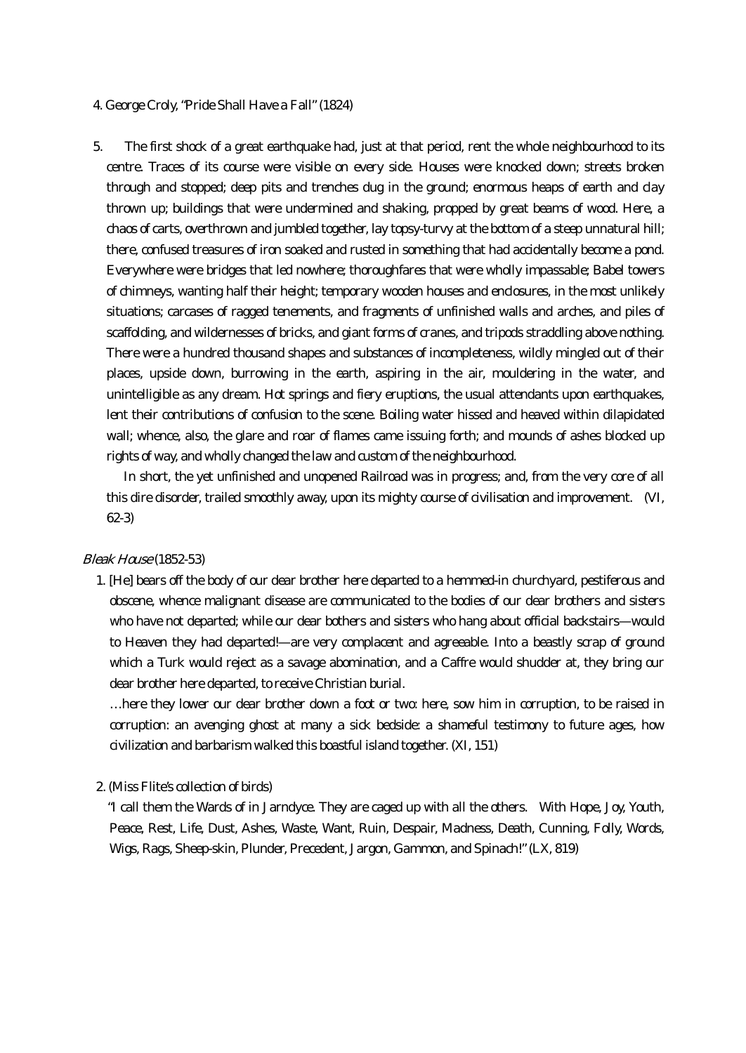4. George Croly, "Pride Shall Have a Fall" (1824)

5. The first shock of a great earthquake had, just at that period, rent the whole neighbourhood to its centre. Traces of its course were visible on every side. Houses were knocked down; streets broken through and stopped; deep pits and trenches dug in the ground; enormous heaps of earth and clay thrown up; buildings that were undermined and shaking, propped by great beams of wood. Here, a chaos of carts, overthrown and jumbled together, lay topsy-turvy at the bottom of a steep unnatural hill; there, confused treasures of iron soaked and rusted in something that had accidentally become a pond. Everywhere were bridges that led nowhere; thoroughfares that were wholly impassable; Babel towers of chimneys, wanting half their height; temporary wooden houses and enclosures, in the most unlikely situations; carcases of ragged tenements, and fragments of unfinished walls and arches, and piles of scaffolding, and wildernesses of bricks, and giant forms of cranes, and tripods straddling above nothing. There were a hundred thousand shapes and substances of incompleteness, wildly mingled out of their places, upside down, burrowing in the earth, aspiring in the air, mouldering in the water, and unintelligible as any dream. Hot springs and fiery eruptions, the usual attendants upon earthquakes, lent their contributions of confusion to the scene. Boiling water hissed and heaved within dilapidated wall; whence, also, the glare and roar of flames came issuing forth; and mounds of ashes blocked up rights of way, and wholly changed the law and custom of the neighbourhood.

   In short, the yet unfinished and unopened Railroad was in progress; and, from the very core of all this dire disorder, trailed smoothly away, upon its mighty course of civilisation and improvement. (VI, 62-3)

*Bleak House* (1852-53)

1. [He] bears off the body of our dear brother here departed to a hemmed-in churchyard, pestiferous and obscene, whence malignant disease are communicated to the bodies of our dear brothers and sisters who have not departed; while our dear bothers and sisters who hang about official backstairs—would to Heaven they had departed!—are very complacent and agreeable. Into a beastly scrap of ground which a Turk would reject as a savage abomination, and a Caffre would shudder at, they bring our dear brother here departed, to receive Christian burial.

   …here they lower our dear brother down a foot or two: here, sow him in corruption, to be raised in corruption: an avenging ghost at many a sick bedside: a shameful testimony to future ages, how civilization and barbarism walked this boastful island together. (XI, 151)

2. (Miss Flite's collection of birds)

   "I call them the Wards of in Jarndyce. They are caged up with all the others. With Hope, Joy, Youth, Peace, Rest, Life, Dust, Ashes, Waste, Want, Ruin, Despair, Madness, Death, Cunning, Folly, Words, Wigs, Rags, Sheep-skin, Plunder, Precedent, Jargon, Gammon, and Spinach!" (LX, 819)